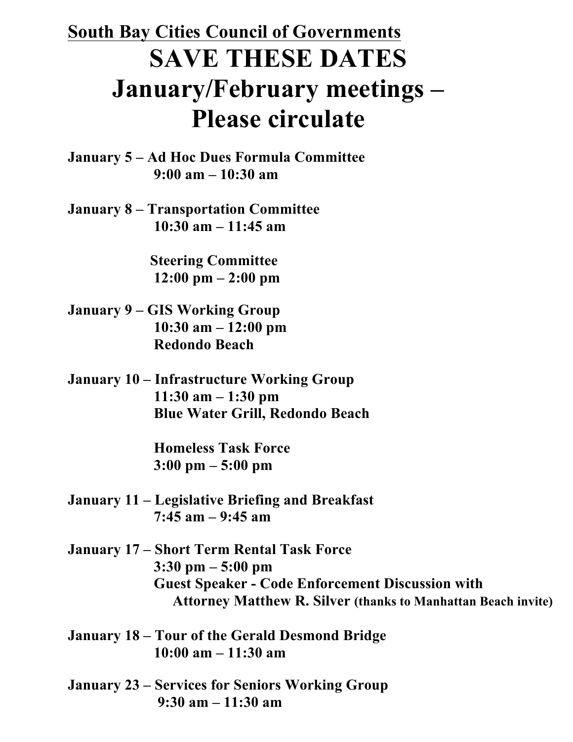**South Bay Cities Council of Governments**

# SAVE THESE DATES
# January/February meetings – Please circulate

**January 5 – Ad Hoc Dues Formula Committee**
**9:00 am – 10:30 am**

**January 8 – Transportation Committee**
**10:30 am – 11:45 am**

**Steering Committee**
**12:00 pm – 2:00 pm**

**January 9 – GIS Working Group**
**10:30 am – 12:00 pm**
**Redondo Beach**

**January 10 – Infrastructure Working Group**
**11:30 am – 1:30 pm**
**Blue Water Grill, Redondo Beach**

**Homeless Task Force**
**3:00 pm – 5:00 pm**

**January 11 – Legislative Briefing and Breakfast**
**7:45 am – 9:45 am**

**January 17 – Short Term Rental Task Force**
**3:30 pm – 5:00 pm**
**Guest Speaker - Code Enforcement Discussion with Attorney Matthew R. Silver (thanks to Manhattan Beach invite)**

**January 18 – Tour of the Gerald Desmond Bridge**
**10:00 am – 11:30 am**

**January 23 – Services for Seniors Working Group**
**9:30 am – 11:30 am**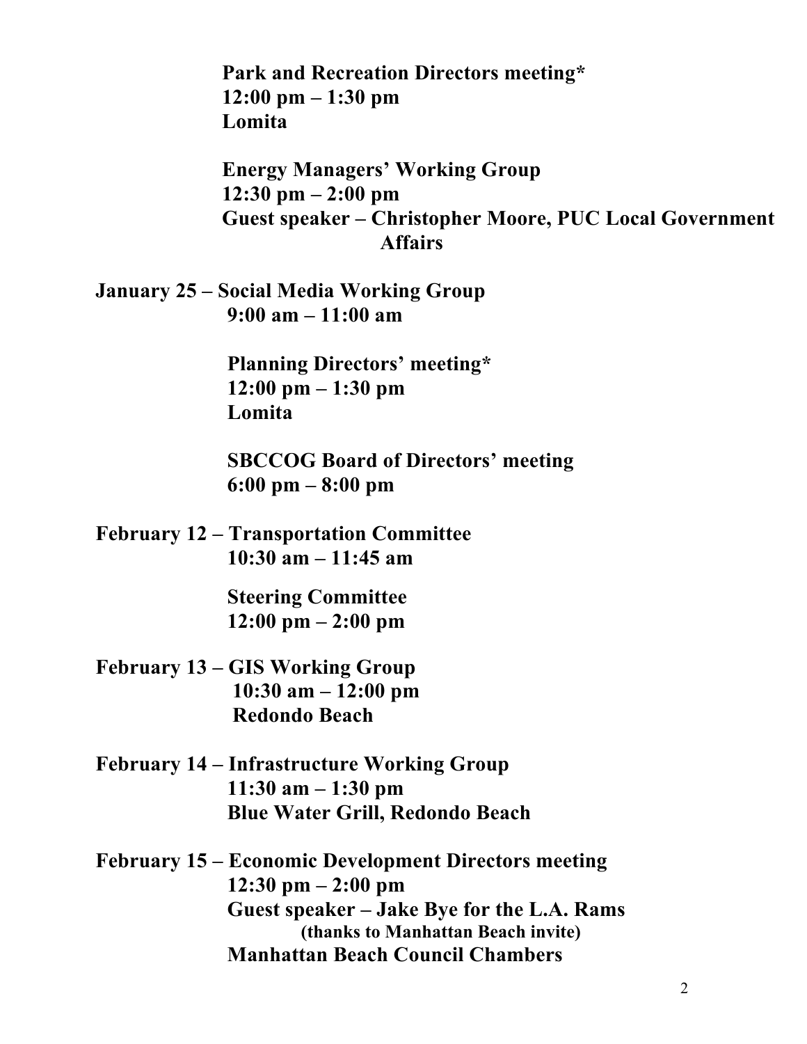**Park and Recreation Directors meeting***
**12:00 pm – 1:30 pm**
**Lomita**

**Energy Managers' Working Group**
**12:30 pm – 2:00 pm**
**Guest speaker – Christopher Moore, PUC Local Government Affairs**

**January 25 – Social Media Working Group**
**9:00 am – 11:00 am**

**Planning Directors' meeting***
**12:00 pm – 1:30 pm**
**Lomita**

**SBCCOG Board of Directors' meeting**
**6:00 pm – 8:00 pm**

**February 12 – Transportation Committee**
**10:30 am – 11:45 am**

**Steering Committee**
**12:00 pm – 2:00 pm**

**February 13 – GIS Working Group**
**10:30 am – 12:00 pm**
**Redondo Beach**

**February 14 – Infrastructure Working Group**
**11:30 am – 1:30 pm**
**Blue Water Grill, Redondo Beach**

**February 15 – Economic Development Directors meeting**
**12:30 pm – 2:00 pm**
**Guest speaker – Jake Bye for the L.A. Rams**
**(thanks to Manhattan Beach invite)**
**Manhattan Beach Council Chambers**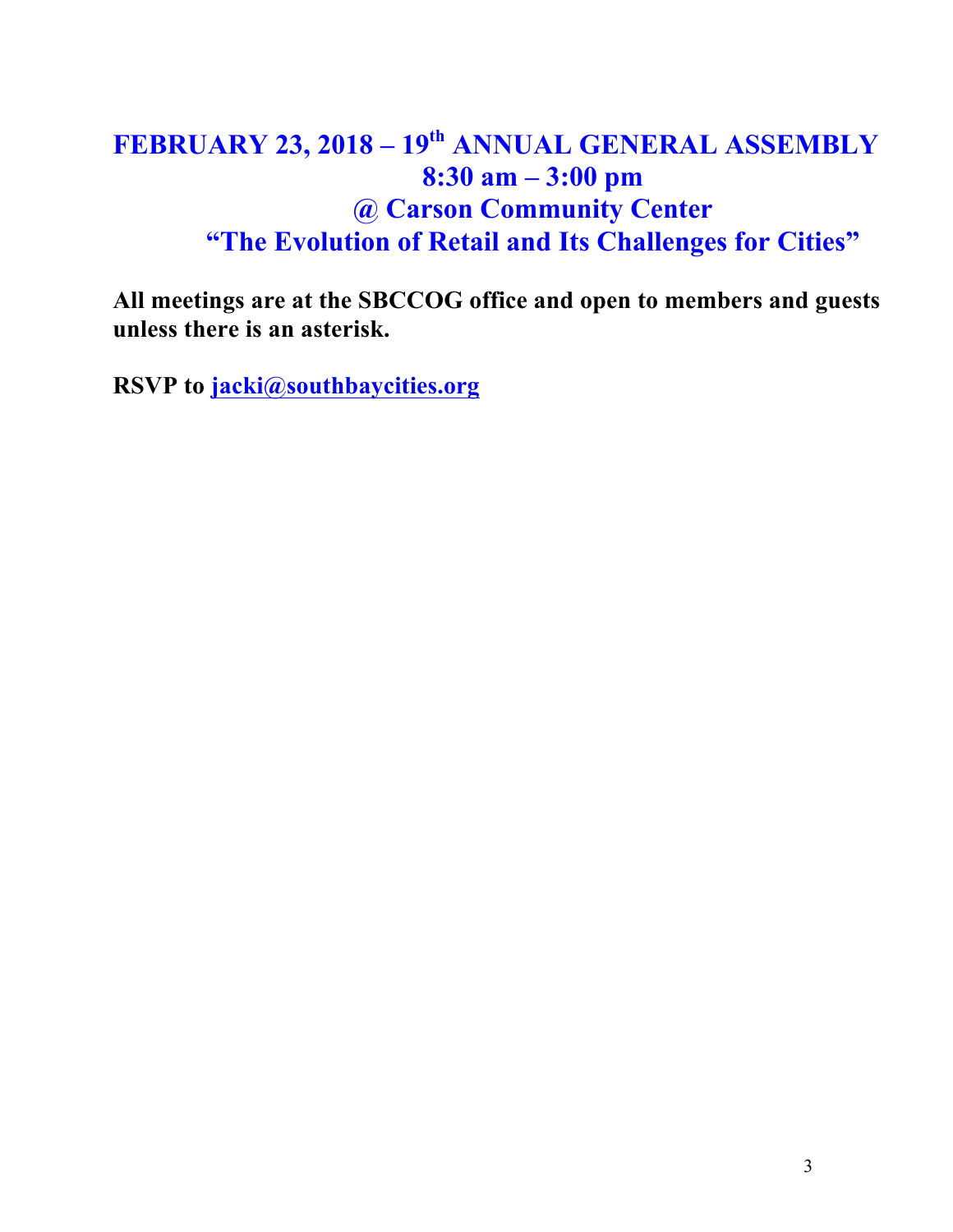## FEBRUARY 23, 2018 – 19th ANNUAL GENERAL ASSEMBLY
## 8:30 am – 3:00 pm
## @ Carson Community Center
## "The Evolution of Retail and Its Challenges for Cities"

**All meetings are at the SBCCOG office and open to members and guests unless there is an asterisk.**

**RSVP to jacki@southbaycities.org**